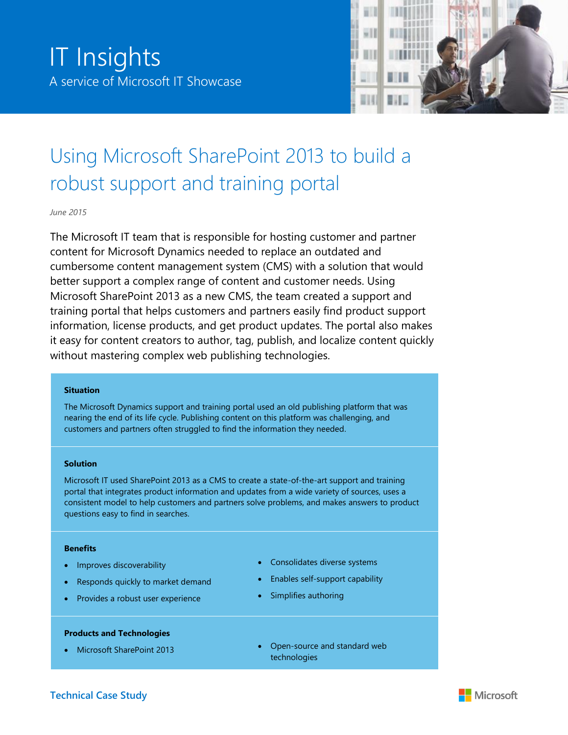IT Insights

A service of Microsoft IT Showcase

# Using Microsoft SharePoint 2013 to build a robust support and training portal

*June 2015*

The Microsoft IT team that is responsible for hosting customer and partner content for Microsoft Dynamics needed to replace an outdated and cumbersome content management system (CMS) with a solution that would better support a complex range of content and customer needs. Using Microsoft SharePoint 2013 as a new CMS, the team created a support and training portal that helps customers and partners easily find product support information, license products, and get product updates. The portal also makes it easy for content creators to author, tag, publish, and localize content quickly without mastering complex web publishing technologies.

**Situation**

The Microsoft Dynamics support and training portal used an old publishing platform that was nearing the end of its life cycle. Publishing content on this platform was challenging, and customers and partners often struggled to find the information they needed.

**Solution**

Microsoft IT used SharePoint 2013 as a CMS to create a state-of-the-art support and training portal that integrates product information and updates from a wide variety of sources, uses a consistent model to help customers and partners solve problems, and makes answers to product questions easy to find in searches.

**Benefits**

- Improves discoverability
- Responds quickly to market demand
- Provides a robust user experience
- Consolidates diverse systems
- Enables self-support capability
- Simplifies authoring

**Products and Technologies**

- Microsoft SharePoint 2013
- Open-source and standard web technologies

**Technical Case Study**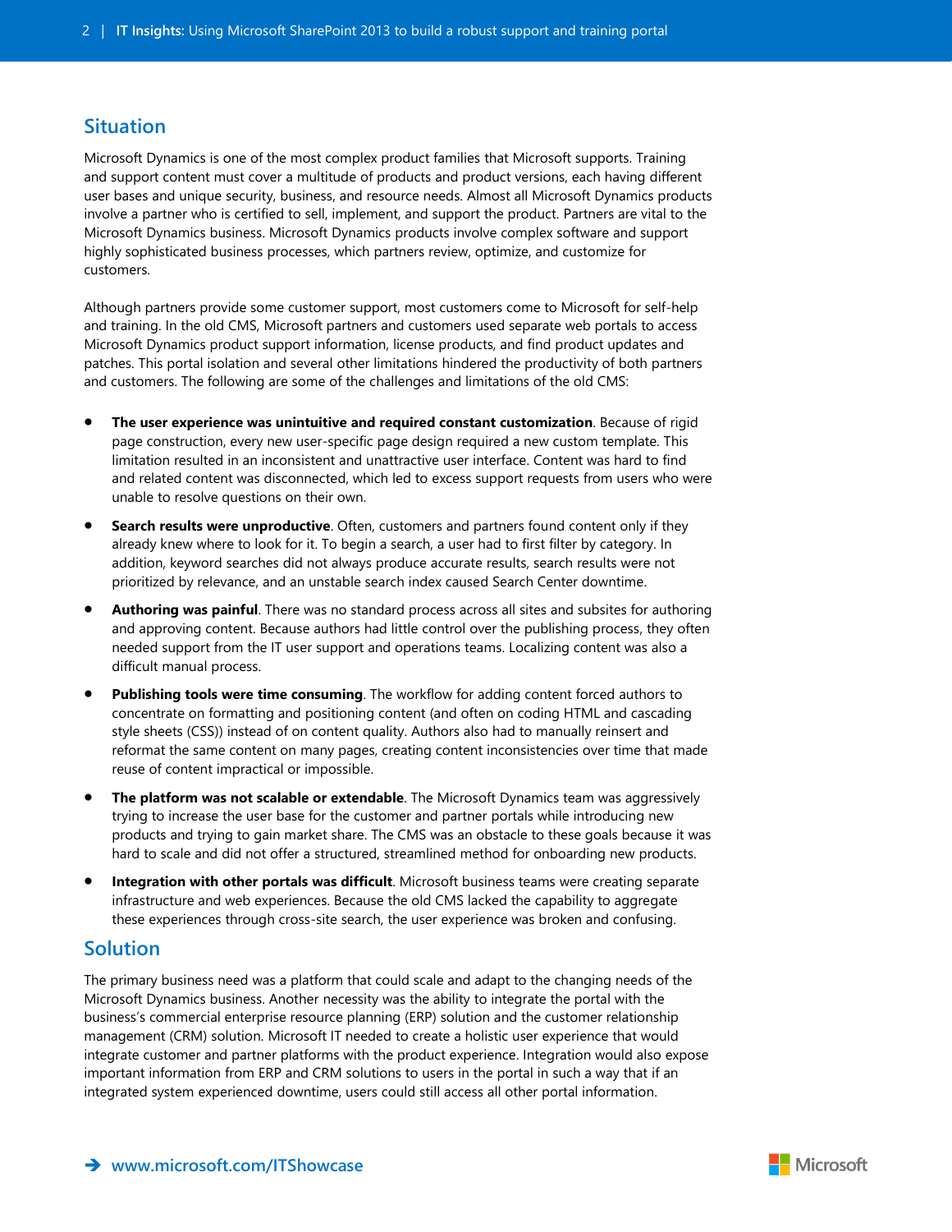## Situation

Microsoft Dynamics is one of the most complex product families that Microsoft supports. Training and support content must cover a multitude of products and product versions, each having different user bases and unique security, business, and resource needs. Almost all Microsoft Dynamics products involve a partner who is certified to sell, implement, and support the product. Partners are vital to the Microsoft Dynamics business. Microsoft Dynamics products involve complex software and support highly sophisticated business processes, which partners review, optimize, and customize for customers.

Although partners provide some customer support, most customers come to Microsoft for self-help and training. In the old CMS, Microsoft partners and customers used separate web portals to access Microsoft Dynamics product support information, license products, and find product updates and patches. This portal isolation and several other limitations hindered the productivity of both partners and customers. The following are some of the challenges and limitations of the old CMS:

- **The user experience was unintuitive and required constant customization**. Because of rigid page construction, every new user-specific page design required a new custom template. This limitation resulted in an inconsistent and unattractive user interface. Content was hard to find and related content was disconnected, which led to excess support requests from users who were unable to resolve questions on their own.
- **Search results were unproductive**. Often, customers and partners found content only if they already knew where to look for it. To begin a search, a user had to first filter by category. In addition, keyword searches did not always produce accurate results, search results were not prioritized by relevance, and an unstable search index caused Search Center downtime.
- **Authoring was painful**. There was no standard process across all sites and subsites for authoring and approving content. Because authors had little control over the publishing process, they often needed support from the IT user support and operations teams. Localizing content was also a difficult manual process.
- **Publishing tools were time consuming**. The workflow for adding content forced authors to concentrate on formatting and positioning content (and often on coding HTML and cascading style sheets (CSS)) instead of on content quality. Authors also had to manually reinsert and reformat the same content on many pages, creating content inconsistencies over time that made reuse of content impractical or impossible.
- **The platform was not scalable or extendable**. The Microsoft Dynamics team was aggressively trying to increase the user base for the customer and partner portals while introducing new products and trying to gain market share. The CMS was an obstacle to these goals because it was hard to scale and did not offer a structured, streamlined method for onboarding new products.
- **Integration with other portals was difficult**. Microsoft business teams were creating separate infrastructure and web experiences. Because the old CMS lacked the capability to aggregate these experiences through cross-site search, the user experience was broken and confusing.

## Solution

The primary business need was a platform that could scale and adapt to the changing needs of the Microsoft Dynamics business. Another necessity was the ability to integrate the portal with the business's commercial enterprise resource planning (ERP) solution and the customer relationship management (CRM) solution. Microsoft IT needed to create a holistic user experience that would integrate customer and partner platforms with the product experience. Integration would also expose important information from ERP and CRM solutions to users in the portal in such a way that if an integrated system experienced downtime, users could still access all other portal information.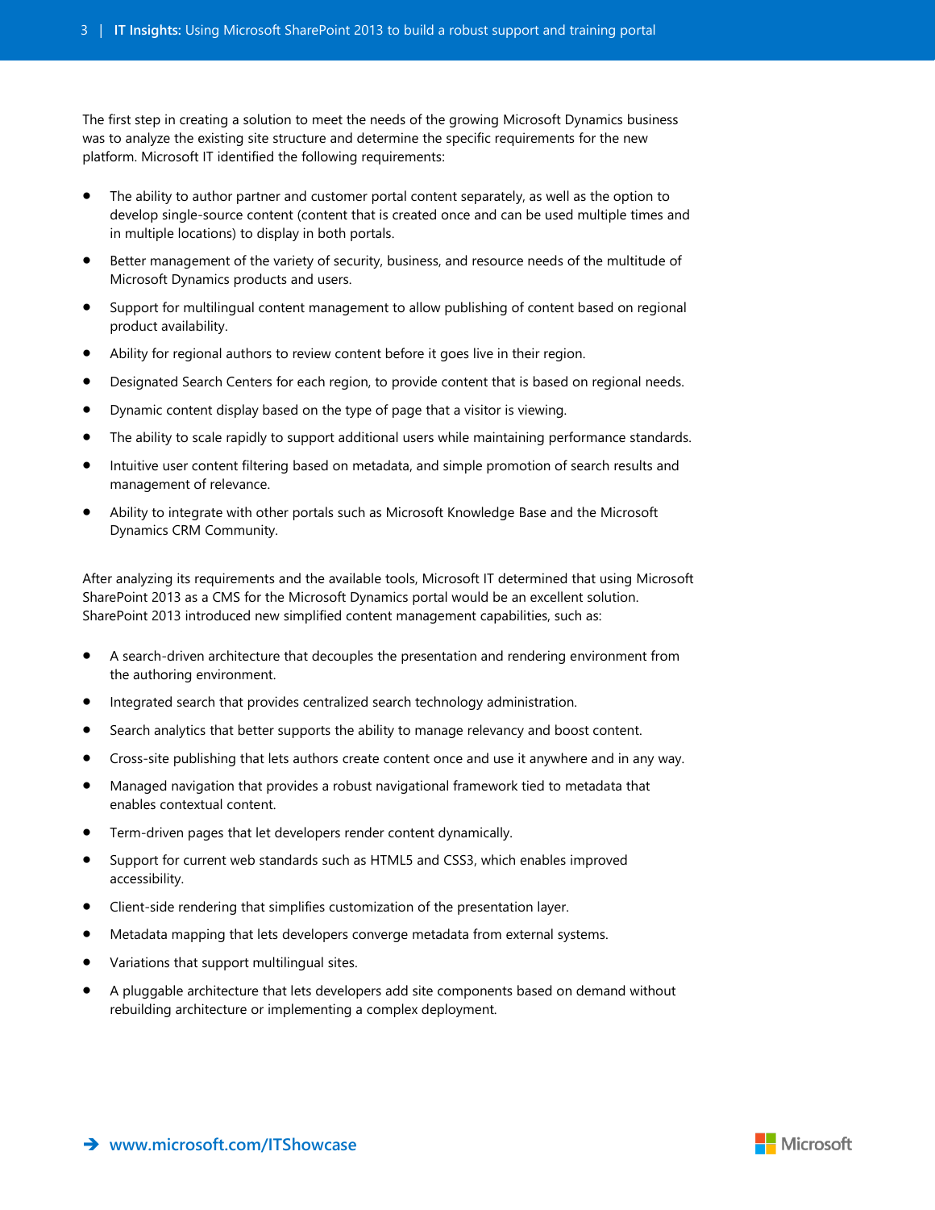The first step in creating a solution to meet the needs of the growing Microsoft Dynamics business was to analyze the existing site structure and determine the specific requirements for the new platform. Microsoft IT identified the following requirements:

- The ability to author partner and customer portal content separately, as well as the option to develop single-source content (content that is created once and can be used multiple times and in multiple locations) to display in both portals.
- Better management of the variety of security, business, and resource needs of the multitude of Microsoft Dynamics products and users.
- Support for multilingual content management to allow publishing of content based on regional product availability.
- Ability for regional authors to review content before it goes live in their region.
- Designated Search Centers for each region, to provide content that is based on regional needs.
- Dynamic content display based on the type of page that a visitor is viewing.
- The ability to scale rapidly to support additional users while maintaining performance standards.
- Intuitive user content filtering based on metadata, and simple promotion of search results and management of relevance.
- Ability to integrate with other portals such as Microsoft Knowledge Base and the Microsoft Dynamics CRM Community.

After analyzing its requirements and the available tools, Microsoft IT determined that using Microsoft SharePoint 2013 as a CMS for the Microsoft Dynamics portal would be an excellent solution. SharePoint 2013 introduced new simplified content management capabilities, such as:

- A search-driven architecture that decouples the presentation and rendering environment from the authoring environment.
- Integrated search that provides centralized search technology administration.
- Search analytics that better supports the ability to manage relevancy and boost content.
- Cross-site publishing that lets authors create content once and use it anywhere and in any way.
- Managed navigation that provides a robust navigational framework tied to metadata that enables contextual content.
- Term-driven pages that let developers render content dynamically.
- Support for current web standards such as HTML5 and CSS3, which enables improved accessibility.
- Client-side rendering that simplifies customization of the presentation layer.
- Metadata mapping that lets developers converge metadata from external systems.
- Variations that support multilingual sites.
- A pluggable architecture that lets developers add site components based on demand without rebuilding architecture or implementing a complex deployment.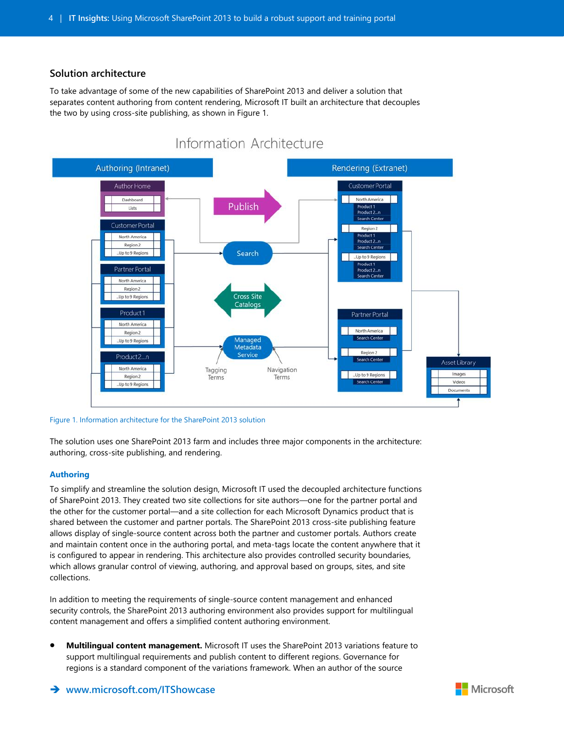## Solution architecture

To take advantage of some of the new capabilities of SharePoint 2013 and deliver a solution that separates content authoring from content rendering, Microsoft IT built an architecture that decouples the two by using cross-site publishing, as shown in Figure 1.

Figure 1. Information architecture for the SharePoint 2013 solution

The solution uses one SharePoint 2013 farm and includes three major components in the architecture: authoring, cross-site publishing, and rendering.

### Authoring

To simplify and streamline the solution design, Microsoft IT used the decoupled architecture functions of SharePoint 2013. They created two site collections for site authors—one for the partner portal and the other for the customer portal—and a site collection for each Microsoft Dynamics product that is shared between the customer and partner portals. The SharePoint 2013 cross-site publishing feature allows display of single-source content across both the partner and customer portals. Authors create and maintain content once in the authoring portal, and meta-tags locate the content anywhere that it is configured to appear in rendering. This architecture also provides controlled security boundaries, which allows granular control of viewing, authoring, and approval based on groups, sites, and site collections.

In addition to meeting the requirements of single-source content management and enhanced security controls, the SharePoint 2013 authoring environment also provides support for multilingual content management and offers a simplified content authoring environment.

- **Multilingual content management.** Microsoft IT uses the SharePoint 2013 variations feature to support multilingual requirements and publish content to different regions. Governance for regions is a standard component of the variations framework. When an author of the source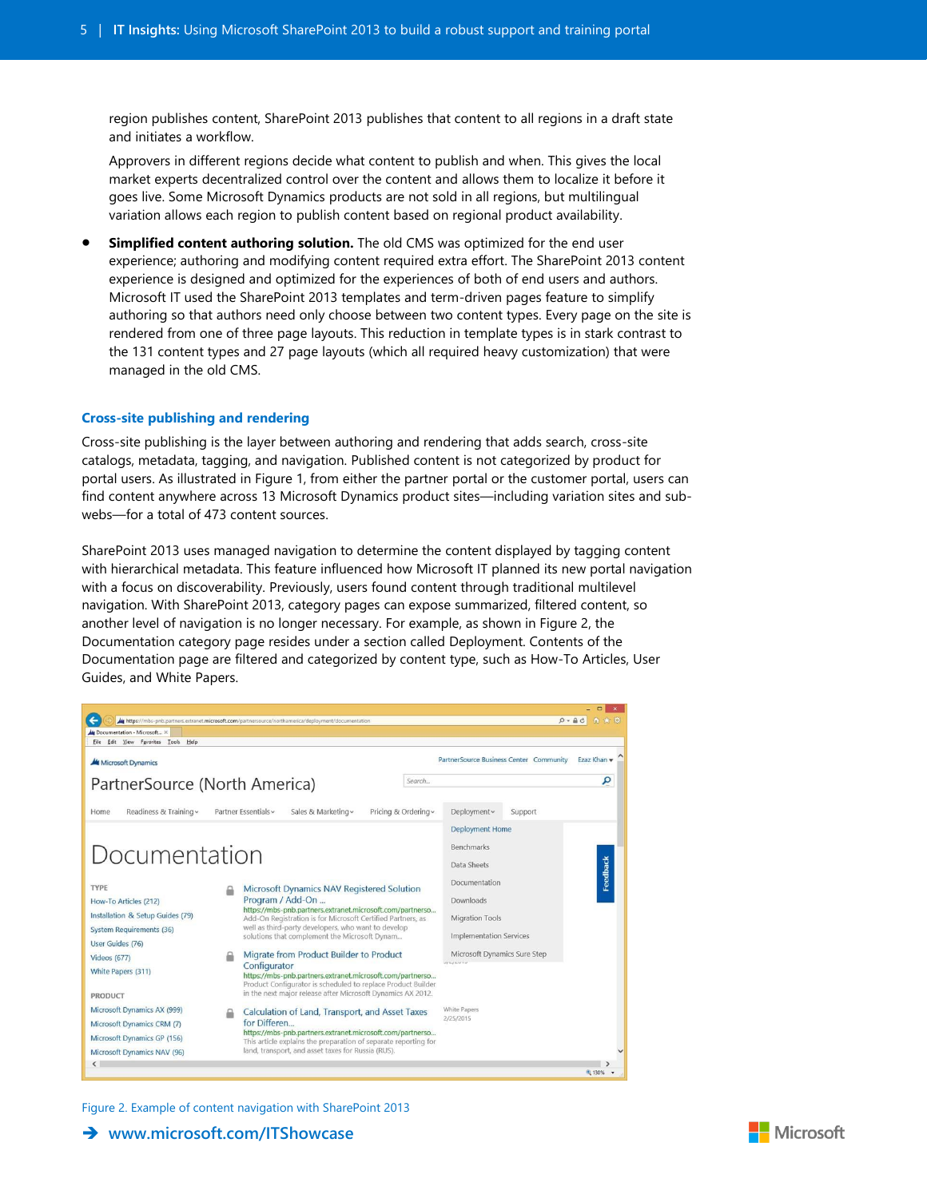region publishes content, SharePoint 2013 publishes that content to all regions in a draft state and initiates a workflow.

Approvers in different regions decide what content to publish and when. This gives the local market experts decentralized control over the content and allows them to localize it before it goes live. Some Microsoft Dynamics products are not sold in all regions, but multilingual variation allows each region to publish content based on regional product availability.

- **Simplified content authoring solution.** The old CMS was optimized for the end user experience; authoring and modifying content required extra effort. The SharePoint 2013 content experience is designed and optimized for the experiences of both of end users and authors. Microsoft IT used the SharePoint 2013 templates and term-driven pages feature to simplify authoring so that authors need only choose between two content types. Every page on the site is rendered from one of three page layouts. This reduction in template types is in stark contrast to the 131 content types and 27 page layouts (which all required heavy customization) that were managed in the old CMS.

## Cross-site publishing and rendering

Cross-site publishing is the layer between authoring and rendering that adds search, cross-site catalogs, metadata, tagging, and navigation. Published content is not categorized by product for portal users. As illustrated in Figure 1, from either the partner portal or the customer portal, users can find content anywhere across 13 Microsoft Dynamics product sites—including variation sites and sub-webs—for a total of 473 content sources.

SharePoint 2013 uses managed navigation to determine the content displayed by tagging content with hierarchical metadata. This feature influenced how Microsoft IT planned its new portal navigation with a focus on discoverability. Previously, users found content through traditional multilevel navigation. With SharePoint 2013, category pages can expose summarized, filtered content, so another level of navigation is no longer necessary. For example, as shown in Figure 2, the Documentation category page resides under a section called Deployment. Contents of the Documentation page are filtered and categorized by content type, such as How-To Articles, User Guides, and White Papers.

Figure 2. Example of content navigation with SharePoint 2013

➔ www.microsoft.com/ITShowcase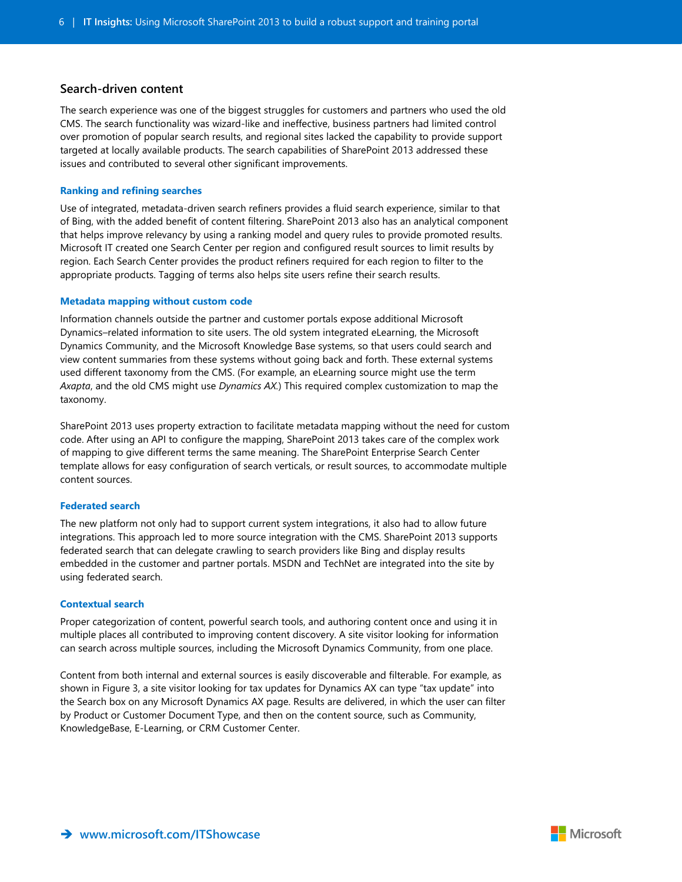## Search-driven content

The search experience was one of the biggest struggles for customers and partners who used the old CMS. The search functionality was wizard-like and ineffective, business partners had limited control over promotion of popular search results, and regional sites lacked the capability to provide support targeted at locally available products. The search capabilities of SharePoint 2013 addressed these issues and contributed to several other significant improvements.

### Ranking and refining searches

Use of integrated, metadata-driven search refiners provides a fluid search experience, similar to that of Bing, with the added benefit of content filtering. SharePoint 2013 also has an analytical component that helps improve relevancy by using a ranking model and query rules to provide promoted results. Microsoft IT created one Search Center per region and configured result sources to limit results by region. Each Search Center provides the product refiners required for each region to filter to the appropriate products. Tagging of terms also helps site users refine their search results.

### Metadata mapping without custom code

Information channels outside the partner and customer portals expose additional Microsoft Dynamics–related information to site users. The old system integrated eLearning, the Microsoft Dynamics Community, and the Microsoft Knowledge Base systems, so that users could search and view content summaries from these systems without going back and forth. These external systems used different taxonomy from the CMS. (For example, an eLearning source might use the term *Axapta*, and the old CMS might use *Dynamics AX*.) This required complex customization to map the taxonomy.

SharePoint 2013 uses property extraction to facilitate metadata mapping without the need for custom code. After using an API to configure the mapping, SharePoint 2013 takes care of the complex work of mapping to give different terms the same meaning. The SharePoint Enterprise Search Center template allows for easy configuration of search verticals, or result sources, to accommodate multiple content sources.

### Federated search

The new platform not only had to support current system integrations, it also had to allow future integrations. This approach led to more source integration with the CMS. SharePoint 2013 supports federated search that can delegate crawling to search providers like Bing and display results embedded in the customer and partner portals. MSDN and TechNet are integrated into the site by using federated search.

### Contextual search

Proper categorization of content, powerful search tools, and authoring content once and using it in multiple places all contributed to improving content discovery. A site visitor looking for information can search across multiple sources, including the Microsoft Dynamics Community, from one place.

Content from both internal and external sources is easily discoverable and filterable. For example, as shown in Figure 3, a site visitor looking for tax updates for Dynamics AX can type "tax update" into the Search box on any Microsoft Dynamics AX page. Results are delivered, in which the user can filter by Product or Customer Document Type, and then on the content source, such as Community, KnowledgeBase, E-Learning, or CRM Customer Center.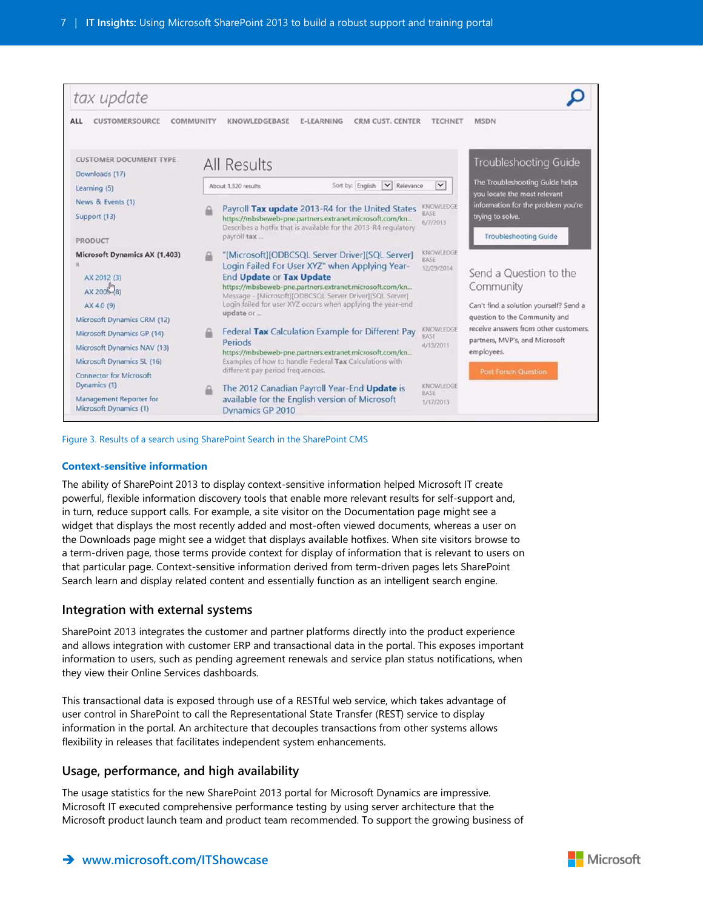Figure 3. Results of a search using SharePoint Search in the SharePoint CMS

### Context-sensitive information

The ability of SharePoint 2013 to display context-sensitive information helped Microsoft IT create powerful, flexible information discovery tools that enable more relevant results for self-support and, in turn, reduce support calls. For example, a site visitor on the Documentation page might see a widget that displays the most recently added and most-often viewed documents, whereas a user on the Downloads page might see a widget that displays available hotfixes. When site visitors browse to a term-driven page, those terms provide context for display of information that is relevant to users on that particular page. Context-sensitive information derived from term-driven pages lets SharePoint Search learn and display related content and essentially function as an intelligent search engine.

## Integration with external systems

SharePoint 2013 integrates the customer and partner platforms directly into the product experience and allows integration with customer ERP and transactional data in the portal. This exposes important information to users, such as pending agreement renewals and service plan status notifications, when they view their Online Services dashboards.

This transactional data is exposed through use of a RESTful web service, which takes advantage of user control in SharePoint to call the Representational State Transfer (REST) service to display information in the portal. An architecture that decouples transactions from other systems allows flexibility in releases that facilitates independent system enhancements.

## Usage, performance, and high availability

The usage statistics for the new SharePoint 2013 portal for Microsoft Dynamics are impressive. Microsoft IT executed comprehensive performance testing by using server architecture that the Microsoft product launch team and product team recommended. To support the growing business of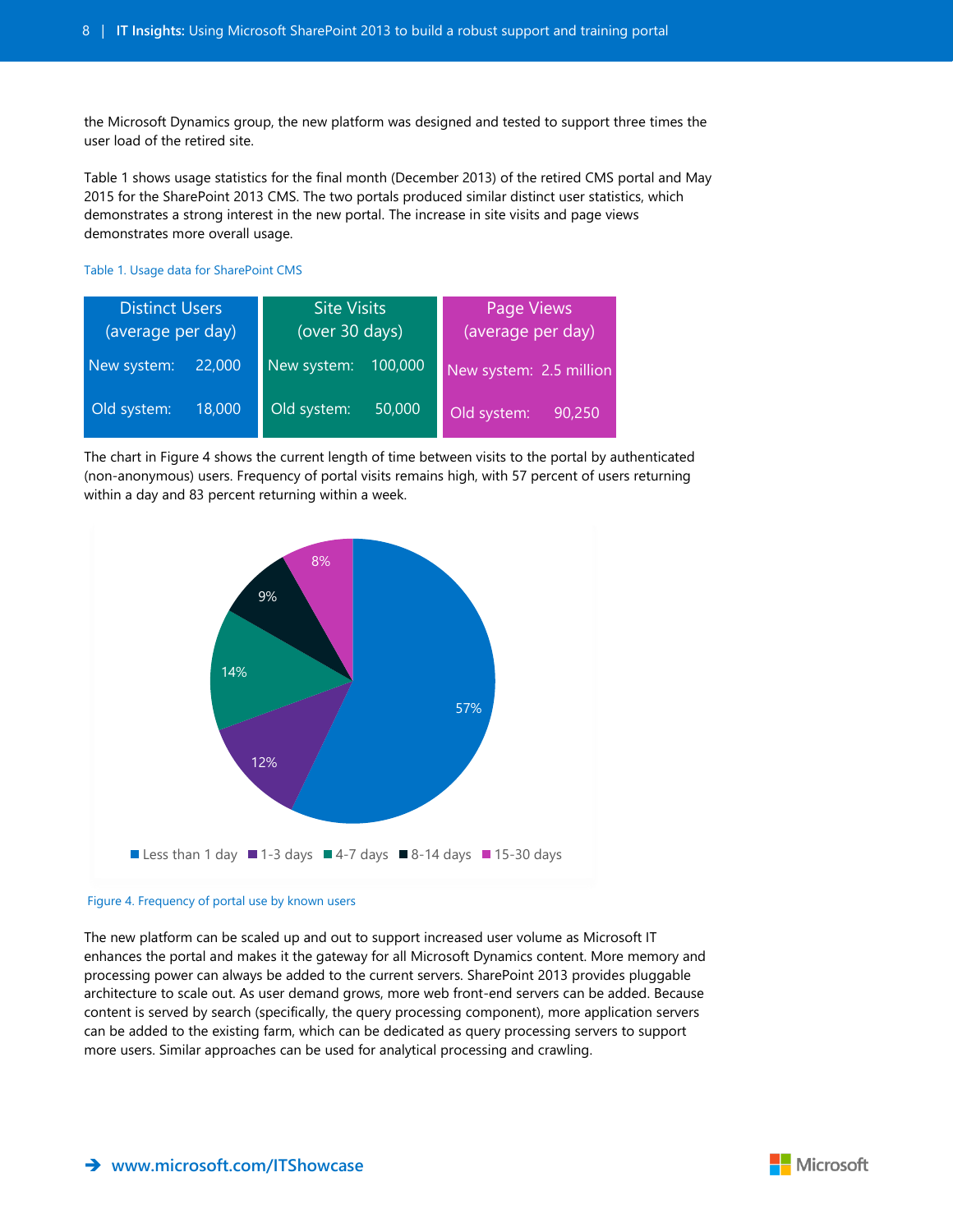the Microsoft Dynamics group, the new platform was designed and tested to support three times the user load of the retired site.

Table 1 shows usage statistics for the final month (December 2013) of the retired CMS portal and May 2015 for the SharePoint 2013 CMS. The two portals produced similar distinct user statistics, which demonstrates a strong interest in the new portal. The increase in site visits and page views demonstrates more overall usage.

Table 1. Usage data for SharePoint CMS

| Distinct Users (average per day) | Site Visits (over 30 days) | Page Views (average per day) |
|---|---|---|
| New system: 22,000 | New system: 100,000 | New system: 2.5 million |
| Old system: 18,000 | Old system: 50,000 | Old system: 90,250 |

The chart in Figure 4 shows the current length of time between visits to the portal by authenticated (non-anonymous) users. Frequency of portal visits remains high, with 57 percent of users returning within a day and 83 percent returning within a week.

| Time between visits | Percent of users |
|---|---|
| Less than 1 day | 57% |
| 1-3 days | 12% |
| 4-7 days | 14% |
| 8-14 days | 9% |
| 15-30 days | 8% |

Figure 4. Frequency of portal use by known users

The new platform can be scaled up and out to support increased user volume as Microsoft IT enhances the portal and makes it the gateway for all Microsoft Dynamics content. More memory and processing power can always be added to the current servers. SharePoint 2013 provides pluggable architecture to scale out. As user demand grows, more web front-end servers can be added. Because content is served by search (specifically, the query processing component), more application servers can be added to the existing farm, which can be dedicated as query processing servers to support more users. Similar approaches can be used for analytical processing and crawling.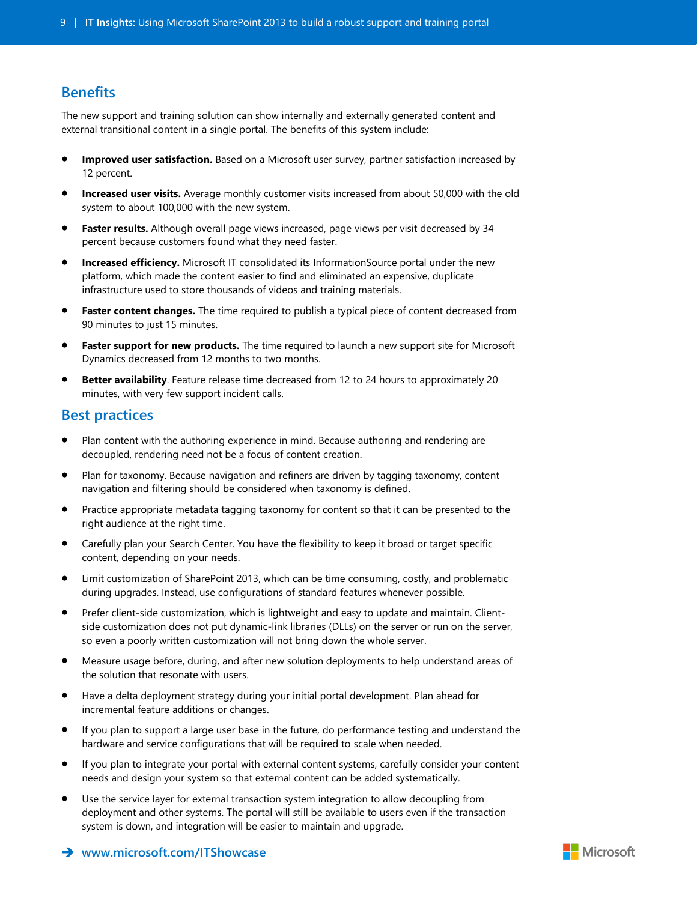## Benefits

The new support and training solution can show internally and externally generated content and external transitional content in a single portal. The benefits of this system include:

- **Improved user satisfaction.** Based on a Microsoft user survey, partner satisfaction increased by 12 percent.
- **Increased user visits.** Average monthly customer visits increased from about 50,000 with the old system to about 100,000 with the new system.
- **Faster results.** Although overall page views increased, page views per visit decreased by 34 percent because customers found what they need faster.
- **Increased efficiency.** Microsoft IT consolidated its InformationSource portal under the new platform, which made the content easier to find and eliminated an expensive, duplicate infrastructure used to store thousands of videos and training materials.
- **Faster content changes.** The time required to publish a typical piece of content decreased from 90 minutes to just 15 minutes.
- **Faster support for new products.** The time required to launch a new support site for Microsoft Dynamics decreased from 12 months to two months.
- **Better availability**. Feature release time decreased from 12 to 24 hours to approximately 20 minutes, with very few support incident calls.

## Best practices

- Plan content with the authoring experience in mind. Because authoring and rendering are decoupled, rendering need not be a focus of content creation.
- Plan for taxonomy. Because navigation and refiners are driven by tagging taxonomy, content navigation and filtering should be considered when taxonomy is defined.
- Practice appropriate metadata tagging taxonomy for content so that it can be presented to the right audience at the right time.
- Carefully plan your Search Center. You have the flexibility to keep it broad or target specific content, depending on your needs.
- Limit customization of SharePoint 2013, which can be time consuming, costly, and problematic during upgrades. Instead, use configurations of standard features whenever possible.
- Prefer client-side customization, which is lightweight and easy to update and maintain. Client-side customization does not put dynamic-link libraries (DLLs) on the server or run on the server, so even a poorly written customization will not bring down the whole server.
- Measure usage before, during, and after new solution deployments to help understand areas of the solution that resonate with users.
- Have a delta deployment strategy during your initial portal development. Plan ahead for incremental feature additions or changes.
- If you plan to support a large user base in the future, do performance testing and understand the hardware and service configurations that will be required to scale when needed.
- If you plan to integrate your portal with external content systems, carefully consider your content needs and design your system so that external content can be added systematically.
- Use the service layer for external transaction system integration to allow decoupling from deployment and other systems. The portal will still be available to users even if the transaction system is down, and integration will be easier to maintain and upgrade.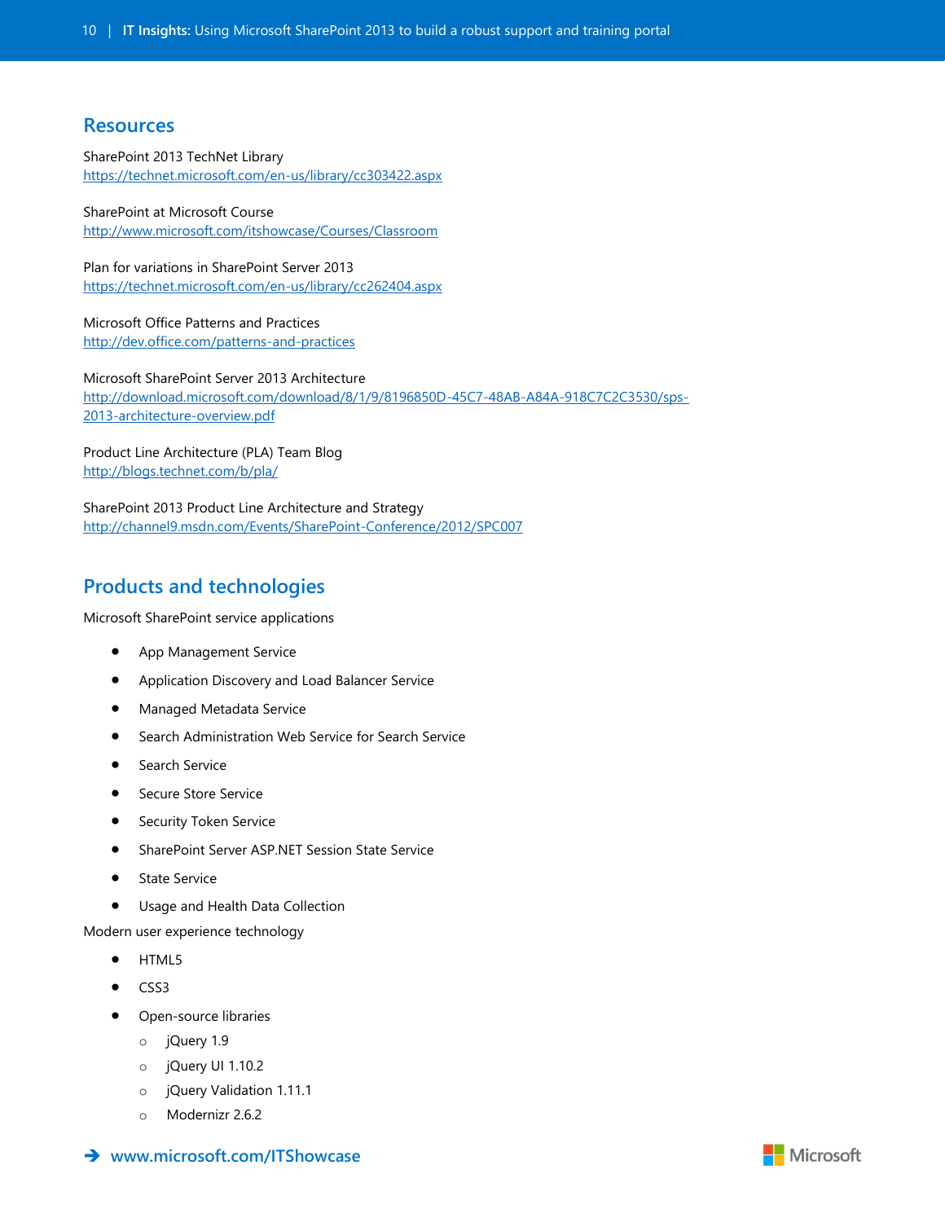## Resources

SharePoint 2013 TechNet Library
https://technet.microsoft.com/en-us/library/cc303422.aspx

SharePoint at Microsoft Course
http://www.microsoft.com/itshowcase/Courses/Classroom

Plan for variations in SharePoint Server 2013
https://technet.microsoft.com/en-us/library/cc262404.aspx

Microsoft Office Patterns and Practices
http://dev.office.com/patterns-and-practices

Microsoft SharePoint Server 2013 Architecture
http://download.microsoft.com/download/8/1/9/8196850D-45C7-48AB-A84A-918C7C2C3530/sps-2013-architecture-overview.pdf

Product Line Architecture (PLA) Team Blog
http://blogs.technet.com/b/pla/

SharePoint 2013 Product Line Architecture and Strategy
http://channel9.msdn.com/Events/SharePoint-Conference/2012/SPC007

## Products and technologies

Microsoft SharePoint service applications

- App Management Service
- Application Discovery and Load Balancer Service
- Managed Metadata Service
- Search Administration Web Service for Search Service
- Search Service
- Secure Store Service
- Security Token Service
- SharePoint Server ASP.NET Session State Service
- State Service
- Usage and Health Data Collection

Modern user experience technology

- HTML5
- CSS3
- Open-source libraries
  - jQuery 1.9
  - jQuery UI 1.10.2
  - jQuery Validation 1.11.1
  - Modernizr 2.6.2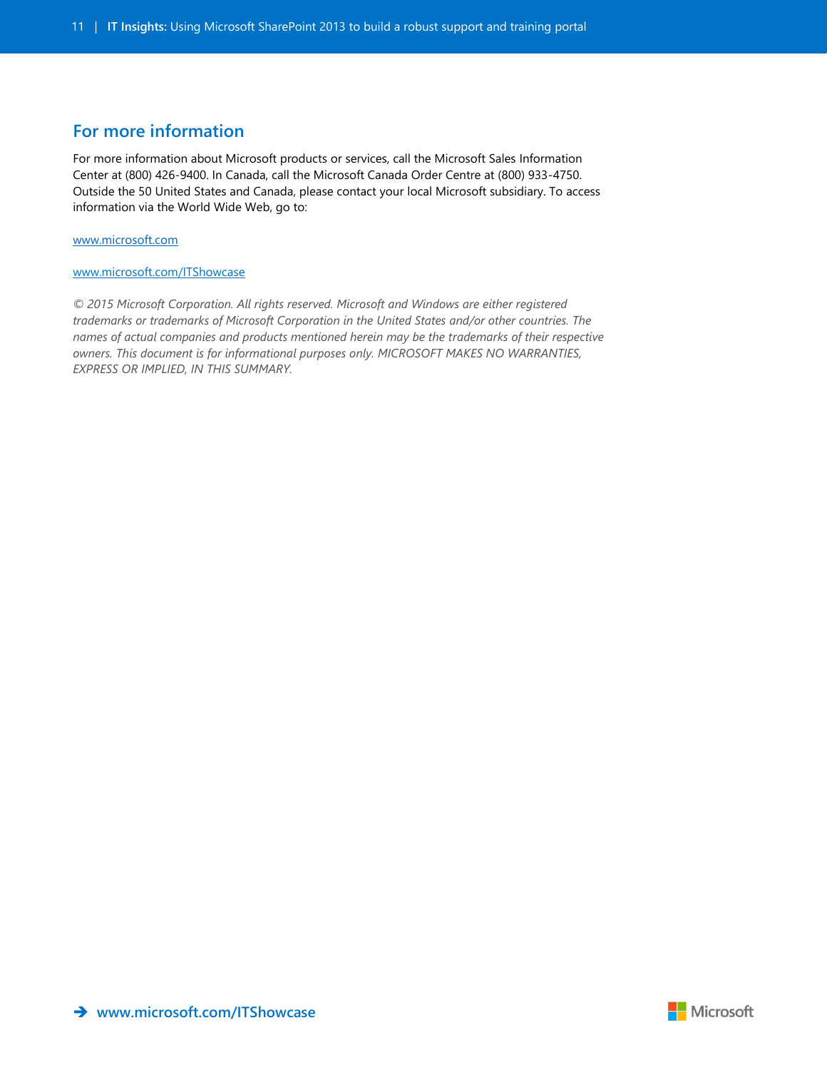## For more information

For more information about Microsoft products or services, call the Microsoft Sales Information Center at (800) 426-9400. In Canada, call the Microsoft Canada Order Centre at (800) 933-4750. Outside the 50 United States and Canada, please contact your local Microsoft subsidiary. To access information via the World Wide Web, go to:

www.microsoft.com

www.microsoft.com/ITShowcase

*© 2015 Microsoft Corporation. All rights reserved. Microsoft and Windows are either registered trademarks or trademarks of Microsoft Corporation in the United States and/or other countries. The names of actual companies and products mentioned herein may be the trademarks of their respective owners. This document is for informational purposes only. MICROSOFT MAKES NO WARRANTIES, EXPRESS OR IMPLIED, IN THIS SUMMARY.*